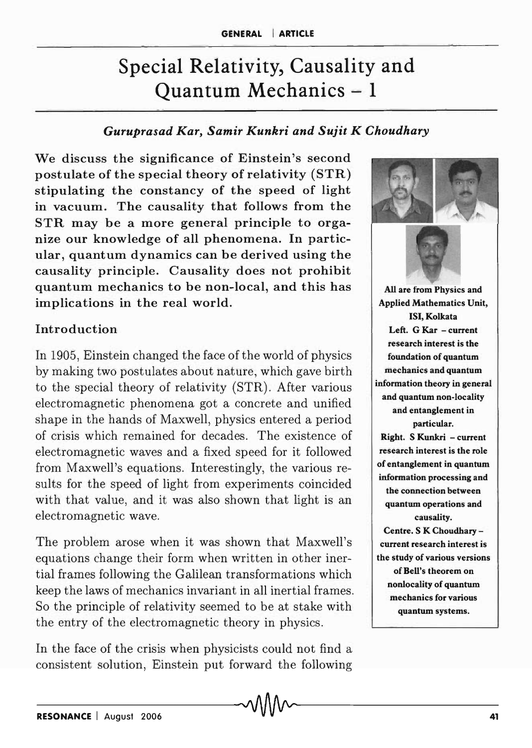# Special Relativity, Causality and Quantum Mechanics – 1

*Guruprasad Kar, Samir Kunkri and Sujit K Choudhary*

**We discuss the significance of Einstein's second postulate of the special theory of relativity (STR) stipulating the constancy of the speed of light in vacuum. The causality that follows from the STR may be a more general principle to organize our knowledge of all phenomena. In particular, quantum dynamics can be derived using the causality principle. Causality does not prohibit quantum mechanics to be non-local, and this has implications in the real world.**

**All are from Physics and Applied Mathematics Unit, ISI, Kolkata**

**Left. G Kar – current research interest is the foundation of quantum mechanics and quantum information theory in general and quantum non-locality and entanglement in particular.**

**Right. S Kunkri – current research interest is the role of entanglement in quantum information processing and the connection between quantum operations and causality.**

**Centre. S K Choudhary – current research interest is the study of various versions of Bell's theorem on nonlocality of quantum mechanics for various quantum systems.**

## Introduction

In 1905, Einstein changed the face of the world of physics by making two postulates about nature, which gave birth to the special theory of relativity (STR). After various electromagnetic phenomena got a concrete and unified shape in the hands of Maxwell, physics entered a period of crisis which remained for decades. The existence of electromagnetic waves and a fixed speed for it followed from Maxwell's equations. Interestingly, the various results for the speed of light from experiments coincided with that value, and it was also shown that light is an electromagnetic wave.

The problem arose when it was shown that Maxwell's equations change their form when written in other inertial frames following the Galilean transformations which keep the laws of mechanics invariant in all inertial frames. So the principle of relativity seemed to be at stake with the entry of the electromagnetic theory in physics.

In the face of the crisis when physicists could not find a consistent solution, Einstein put forward the following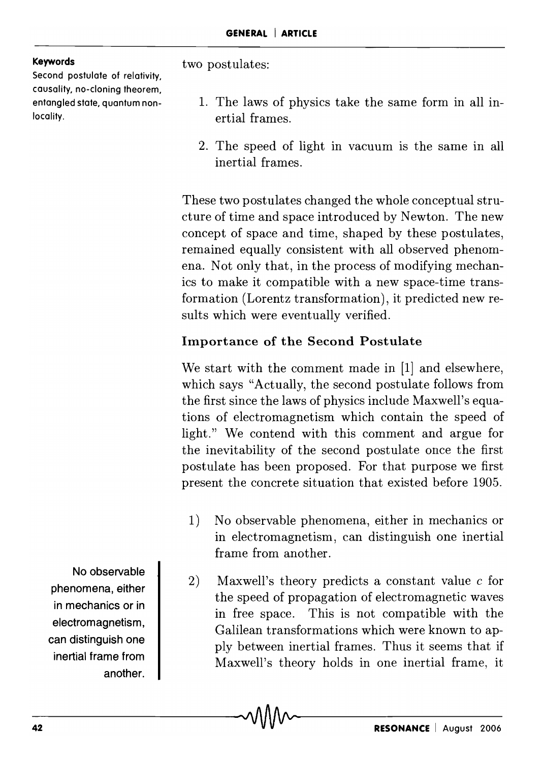**Keywords**

Second postulate of relativity, causality, no-cloning theorem, entangled state, quantum non-locality.

two postulates:

1. The laws of physics take the same form in all inertial frames.
2. The speed of light in vacuum is the same in all inertial frames.

These two postulates changed the whole conceptual structure of time and space introduced by Newton. The new concept of space and time, shaped by these postulates, remained equally consistent with all observed phenomena. Not only that, in the process of modifying mechanics to make it compatible with a new space-time transformation (Lorentz transformation), it predicted new results which were eventually verified.

### Importance of the Second Postulate

We start with the comment made in [1] and elsewhere, which says "Actually, the second postulate follows from the first since the laws of physics include Maxwell's equations of electromagnetism which contain the speed of light." We contend with this comment and argue for the inevitability of the second postulate once the first postulate has been proposed. For that purpose we first present the concrete situation that existed before 1905.

1) No observable phenomena, either in mechanics or in electromagnetism, can distinguish one inertial frame from another.

2) Maxwell's theory predicts a constant value $c$ for the speed of propagation of electromagnetic waves in free space. This is not compatible with the Galilean transformations which were known to apply between inertial frames. Thus it seems that if Maxwell's theory holds in one inertial frame, it

No observable phenomena, either in mechanics or in electromagnetism, can distinguish one inertial frame from another.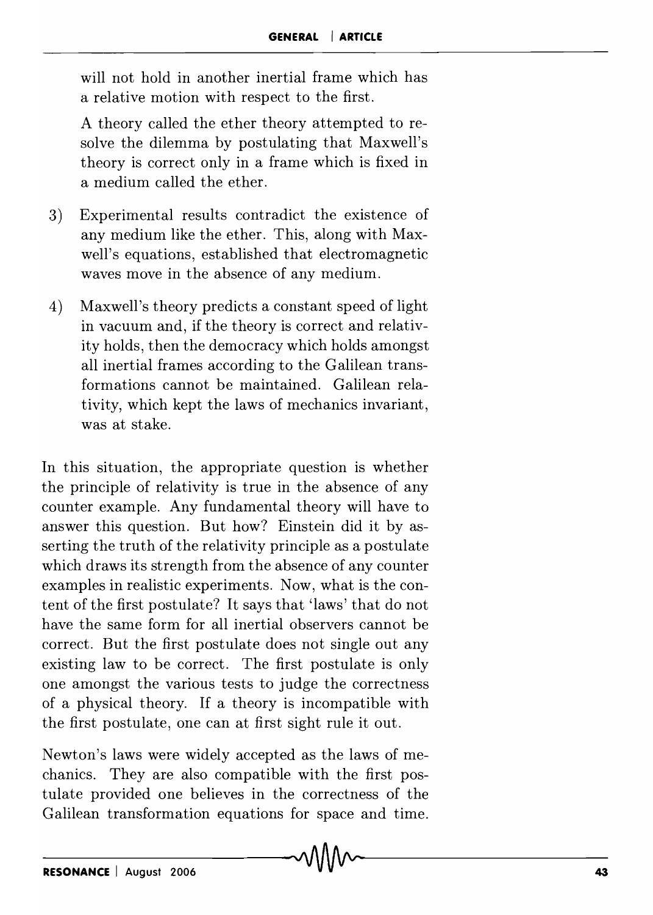will not hold in another inertial frame which has a relative motion with respect to the first.

A theory called the ether theory attempted to resolve the dilemma by postulating that Maxwell's theory is correct only in a frame which is fixed in a medium called the ether.

3) Experimental results contradict the existence of any medium like the ether. This, along with Maxwell's equations, established that electromagnetic waves move in the absence of any medium.

4) Maxwell's theory predicts a constant speed of light in vacuum and, if the theory is correct and relativity holds, then the democracy which holds amongst all inertial frames according to the Galilean transformations cannot be maintained. Galilean relativity, which kept the laws of mechanics invariant, was at stake.

In this situation, the appropriate question is whether the principle of relativity is true in the absence of any counter example. Any fundamental theory will have to answer this question. But how? Einstein did it by asserting the truth of the relativity principle as a postulate which draws its strength from the absence of any counter examples in realistic experiments. Now, what is the content of the first postulate? It says that 'laws' that do not have the same form for all inertial observers cannot be correct. But the first postulate does not single out any existing law to be correct. The first postulate is only one amongst the various tests to judge the correctness of a physical theory. If a theory is incompatible with the first postulate, one can at first sight rule it out.

Newton's laws were widely accepted as the laws of mechanics. They are also compatible with the first postulate provided one believes in the correctness of the Galilean transformation equations for space and time.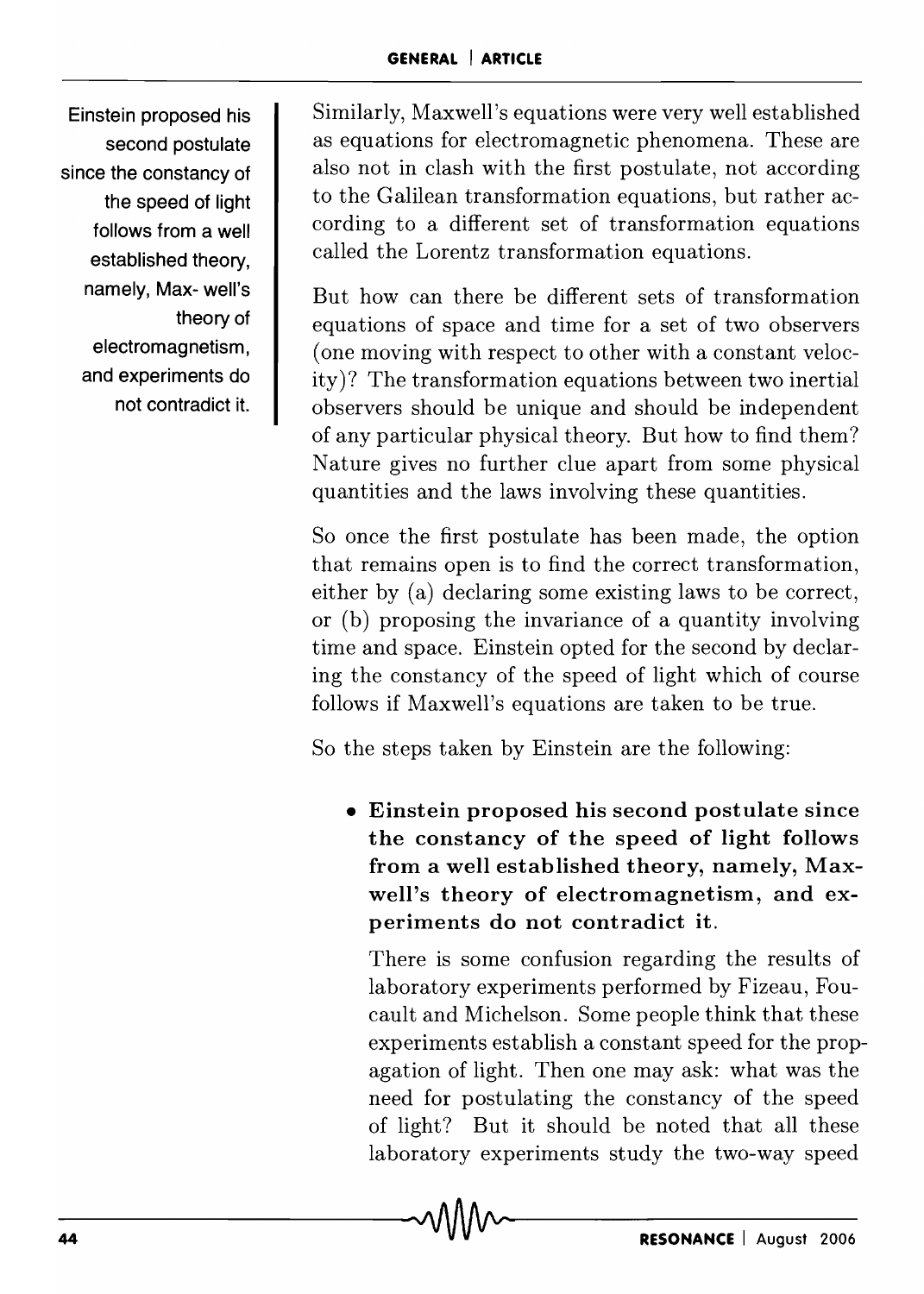Einstein proposed his second postulate since the constancy of the speed of light follows from a well established theory, namely, Max- well's theory of electromagnetism, and experiments do not contradict it.

Similarly, Maxwell's equations were very well established as equations for electromagnetic phenomena. These are also not in clash with the first postulate, not according to the Galilean transformation equations, but rather according to a different set of transformation equations called the Lorentz transformation equations.

But how can there be different sets of transformation equations of space and time for a set of two observers (one moving with respect to other with a constant velocity)? The transformation equations between two inertial observers should be unique and should be independent of any particular physical theory. But how to find them? Nature gives no further clue apart from some physical quantities and the laws involving these quantities.

So once the first postulate has been made, the option that remains open is to find the correct transformation, either by (a) declaring some existing laws to be correct, or (b) proposing the invariance of a quantity involving time and space. Einstein opted for the second by declaring the constancy of the speed of light which of course follows if Maxwell's equations are taken to be true.

So the steps taken by Einstein are the following:

- **Einstein proposed his second postulate since the constancy of the speed of light follows from a well established theory, namely, Maxwell's theory of electromagnetism, and experiments do not contradict it.**

  There is some confusion regarding the results of laboratory experiments performed by Fizeau, Foucault and Michelson. Some people think that these experiments establish a constant speed for the propagation of light. Then one may ask: what was the need for postulating the constancy of the speed of light? But it should be noted that all these laboratory experiments study the two-way speed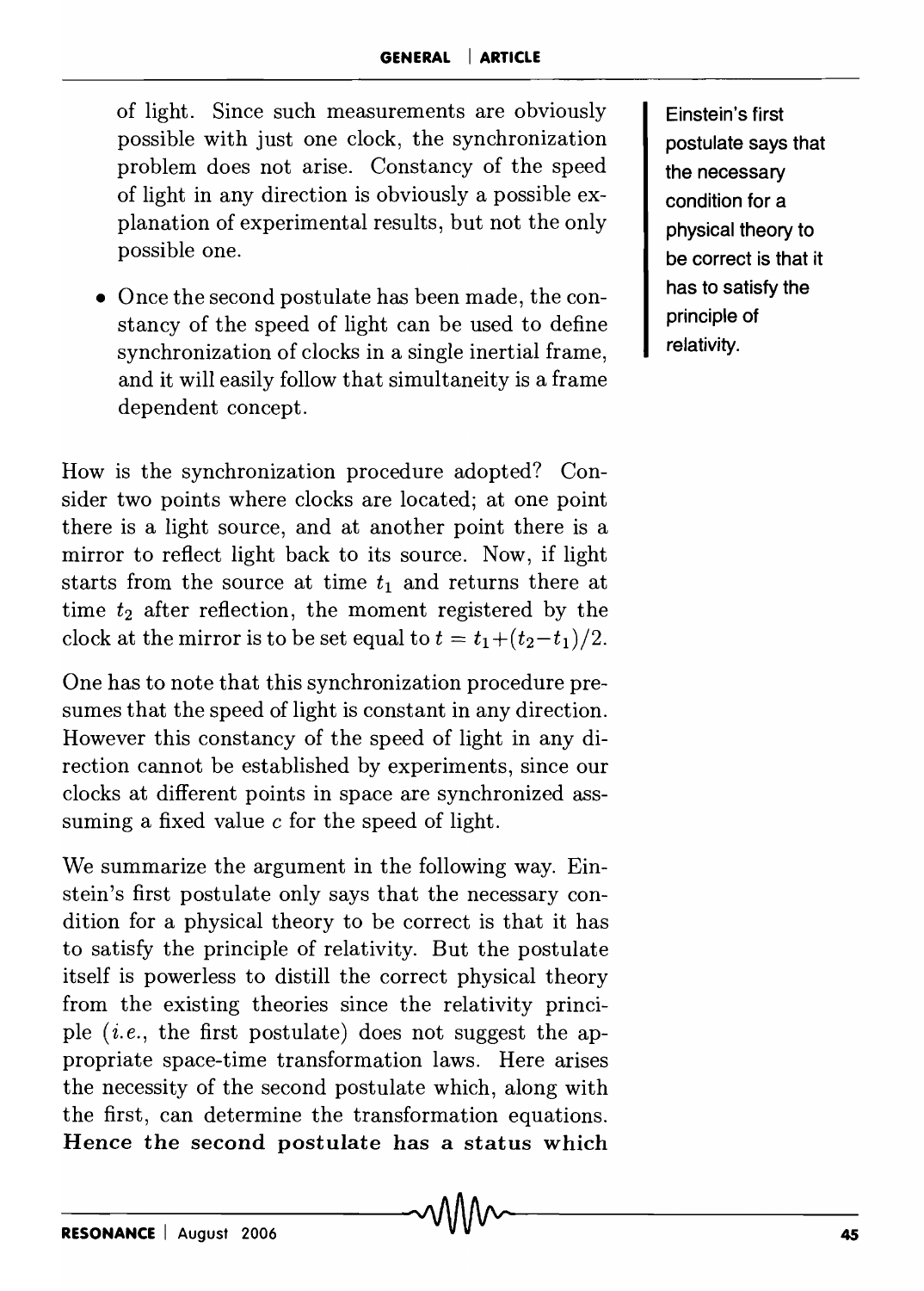of light. Since such measurements are obviously possible with just one clock, the synchronization problem does not arise. Constancy of the speed of light in any direction is obviously a possible explanation of experimental results, but not the only possible one.

- Once the second postulate has been made, the constancy of the speed of light can be used to define synchronization of clocks in a single inertial frame, and it will easily follow that simultaneity is a frame dependent concept.

Einstein's first postulate says that the necessary condition for a physical theory to be correct is that it has to satisfy the principle of relativity.

How is the synchronization procedure adopted? Consider two points where clocks are located; at one point there is a light source, and at another point there is a mirror to reflect light back to its source. Now, if light starts from the source at time $t_1$ and returns there at time $t_2$ after reflection, the moment registered by the clock at the mirror is to be set equal to $t = t_1 + (t_2 - t_1)/2$.

One has to note that this synchronization procedure presumes that the speed of light is constant in any direction. However this constancy of the speed of light in any direction cannot be established by experiments, since our clocks at different points in space are synchronized asssuming a fixed value $c$ for the speed of light.

We summarize the argument in the following way. Einstein's first postulate only says that the necessary condition for a physical theory to be correct is that it has to satisfy the principle of relativity. But the postulate itself is powerless to distill the correct physical theory from the existing theories since the relativity principle (*i.e.*, the first postulate) does not suggest the appropriate space-time transformation laws. Here arises the necessity of the second postulate which, along with the first, can determine the transformation equations. **Hence the second postulate has a status which**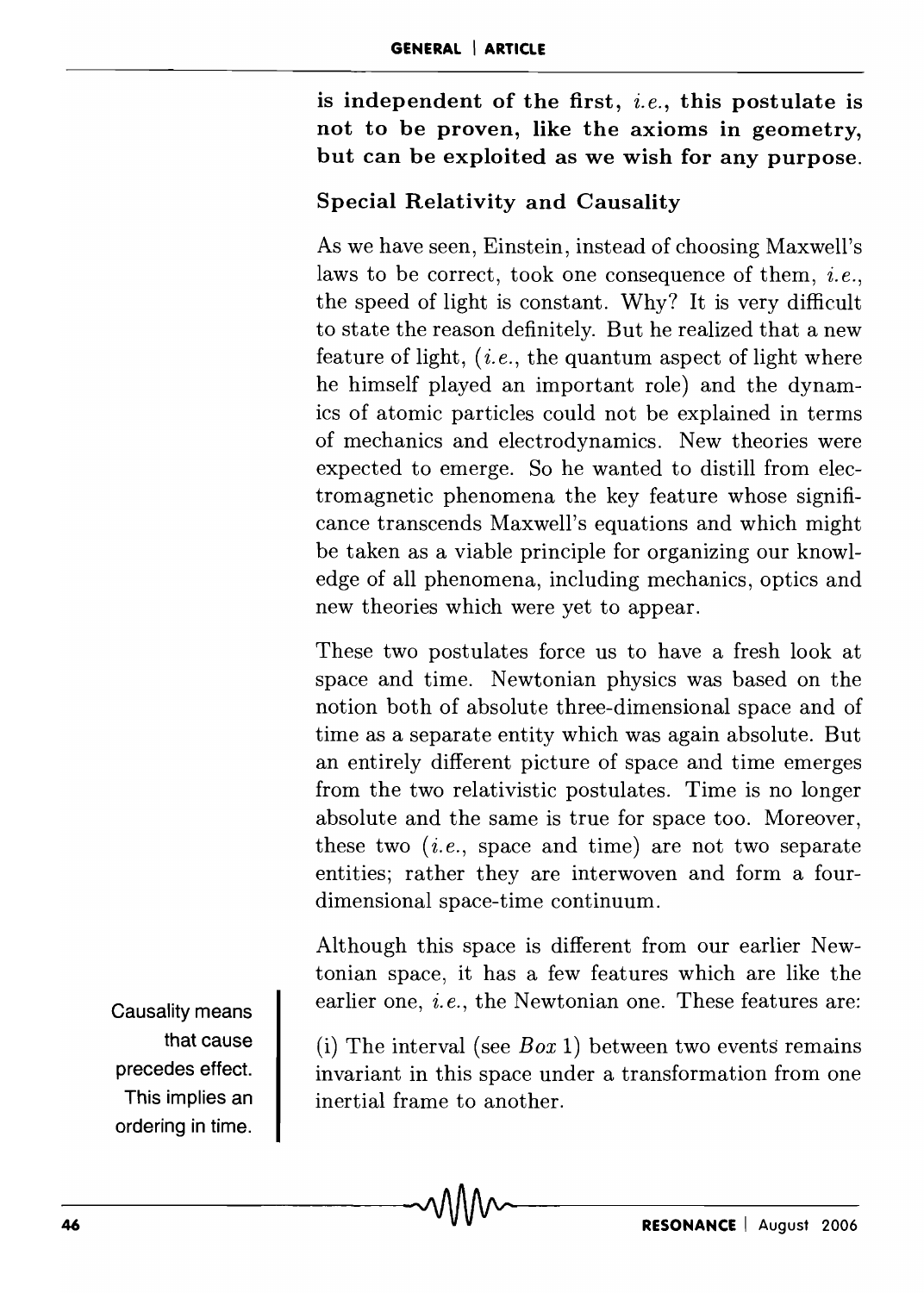**is independent of the first, *i.e.*, this postulate is not to be proven, like the axioms in geometry, but can be exploited as we wish for any purpose.**

### Special Relativity and Causality

As we have seen, Einstein, instead of choosing Maxwell's laws to be correct, took one consequence of them, *i.e.*, the speed of light is constant. Why? It is very difficult to state the reason definitely. But he realized that a new feature of light, (*i.e.*, the quantum aspect of light where he himself played an important role) and the dynamics of atomic particles could not be explained in terms of mechanics and electrodynamics. New theories were expected to emerge. So he wanted to distill from electromagnetic phenomena the key feature whose significance transcends Maxwell's equations and which might be taken as a viable principle for organizing our knowledge of all phenomena, including mechanics, optics and new theories which were yet to appear.

These two postulates force us to have a fresh look at space and time. Newtonian physics was based on the notion both of absolute three-dimensional space and of time as a separate entity which was again absolute. But an entirely different picture of space and time emerges from the two relativistic postulates. Time is no longer absolute and the same is true for space too. Moreover, these two (*i.e.*, space and time) are not two separate entities; rather they are interwoven and form a four-dimensional space-time continuum.

Although this space is different from our earlier Newtonian space, it has a few features which are like the earlier one, *i.e.*, the Newtonian one. These features are:

Causality means that cause precedes effect. This implies an ordering in time.

(i) The interval (see *Box* 1) between two events remains invariant in this space under a transformation from one inertial frame to another.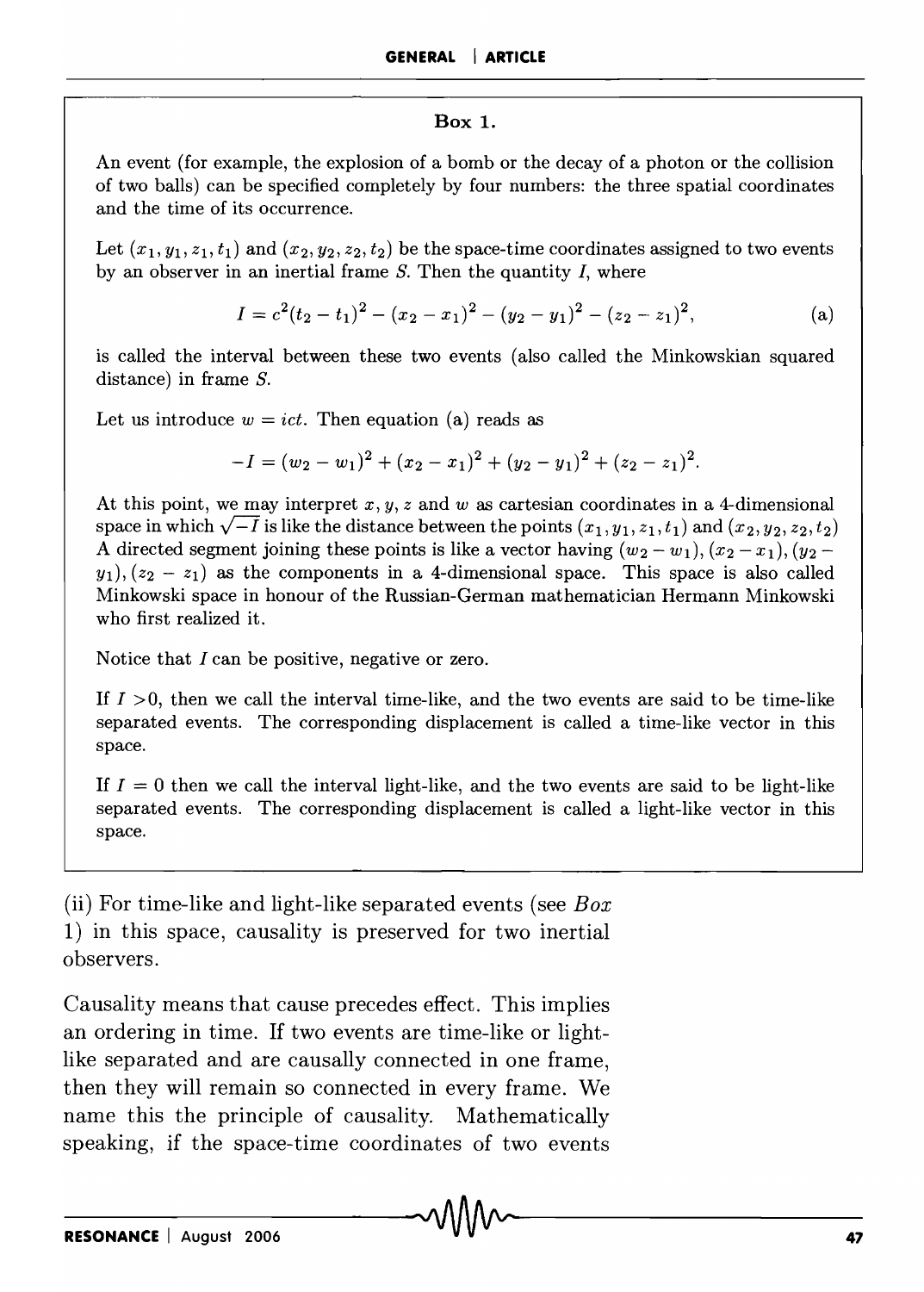**Box 1.**

An event (for example, the explosion of a bomb or the decay of a photon or the collision of two balls) can be specified completely by four numbers: the three spatial coordinates and the time of its occurrence.

Let $(x_1, y_1, z_1, t_1)$ and $(x_2, y_2, z_2, t_2)$ be the space-time coordinates assigned to two events by an observer in an inertial frame $S$. Then the quantity $I$, where

$$I = c^2(t_2 - t_1)^2 - (x_2 - x_1)^2 - (y_2 - y_1)^2 - (z_2 - z_1)^2, \tag{a}$$

is called the interval between these two events (also called the Minkowskian squared distance) in frame $S$.

Let us introduce $w = ict$. Then equation (a) reads as

$$-I = (w_2 - w_1)^2 + (x_2 - x_1)^2 + (y_2 - y_1)^2 + (z_2 - z_1)^2.$$

At this point, we may interpret $x, y, z$ and $w$ as cartesian coordinates in a 4-dimensional space in which $\sqrt{-I}$ is like the distance between the points $(x_1, y_1, z_1, t_1)$ and $(x_2, y_2, z_2, t_2)$ A directed segment joining these points is like a vector having $(w_2 - w_1), (x_2 - x_1), (y_2 - y_1), (z_2 - z_1)$ as the components in a 4-dimensional space. This space is also called Minkowski space in honour of the Russian-German mathematician Hermann Minkowski who first realized it.

Notice that $I$ can be positive, negative or zero.

If $I > 0$, then we call the interval time-like, and the two events are said to be time-like separated events. The corresponding displacement is called a time-like vector in this space.

If $I = 0$ then we call the interval light-like, and the two events are said to be light-like separated events. The corresponding displacement is called a light-like vector in this space.

(ii) For time-like and light-like separated events (see *Box* 1) in this space, causality is preserved for two inertial observers.

Causality means that cause precedes effect. This implies an ordering in time. If two events are time-like or light-like separated and are causally connected in one frame, then they will remain so connected in every frame. We name this the principle of causality. Mathematically speaking, if the space-time coordinates of two events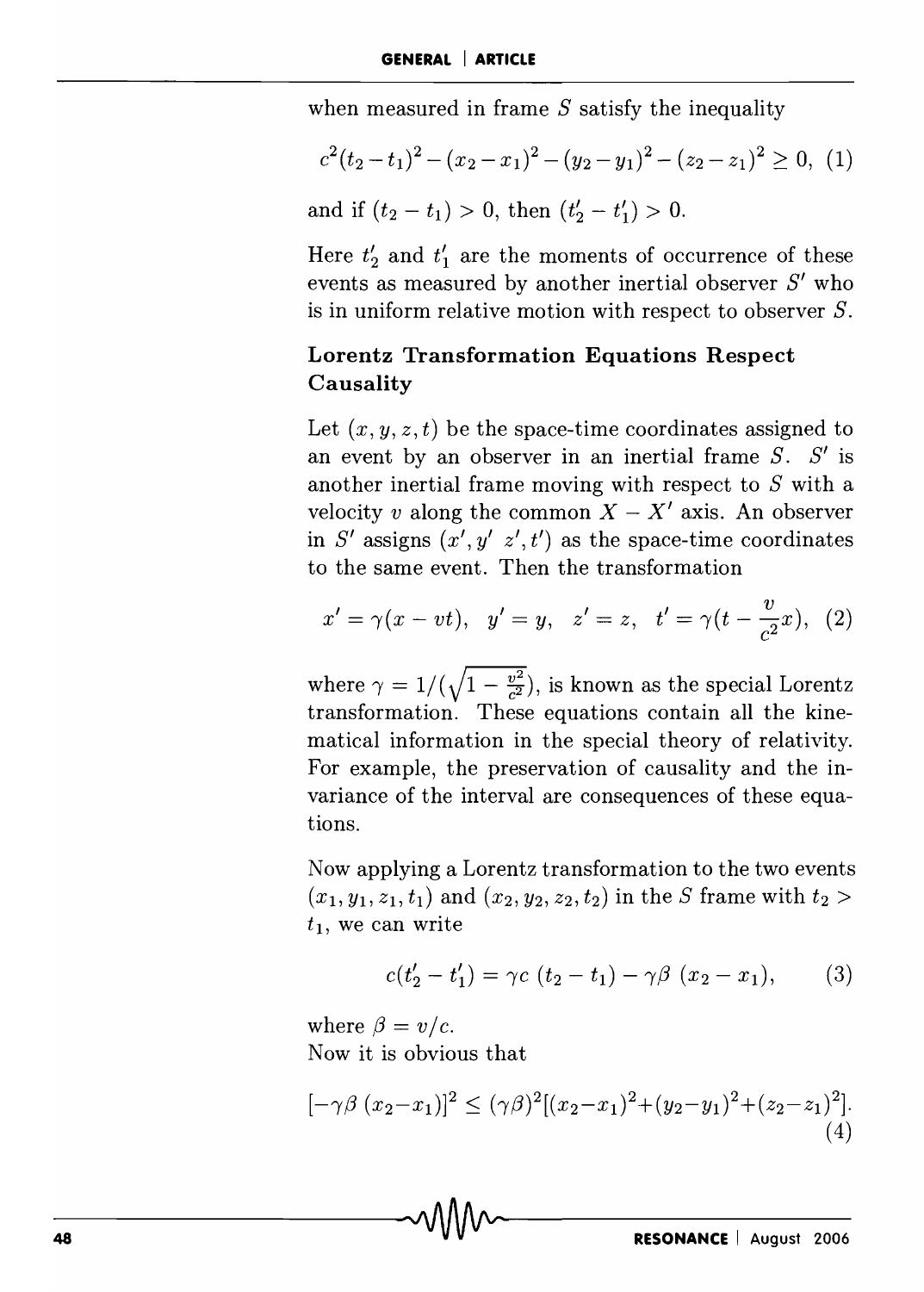when measured in frame $S$ satisfy the inequality

$$c^2(t_2-t_1)^2-(x_2-x_1)^2-(y_2-y_1)^2-(z_2-z_1)^2 \geq 0, \quad (1)$$

and if $(t_2 - t_1) > 0$, then $(t_2' - t_1') > 0$.

Here $t_2'$ and $t_1'$ are the moments of occurrence of these events as measured by another inertial observer $S'$ who is in uniform relative motion with respect to observer $S$.

## Lorentz Transformation Equations Respect Causality

Let $(x, y, z, t)$ be the space-time coordinates assigned to an event by an observer in an inertial frame $S$. $S'$ is another inertial frame moving with respect to $S$ with a velocity $v$ along the common $X - X'$ axis. An observer in $S'$ assigns $(x', y'\ z', t')$ as the space-time coordinates to the same event. Then the transformation

$$x' = \gamma(x - vt), \quad y' = y, \quad z' = z, \quad t' = \gamma(t - \frac{v}{c^2}x), \quad (2)$$

where $\gamma = 1/(\sqrt{1 - \frac{v^2}{c^2}})$, is known as the special Lorentz transformation. These equations contain all the kinematical information in the special theory of relativity. For example, the preservation of causality and the invariance of the interval are consequences of these equations.

Now applying a Lorentz transformation to the two events $(x_1, y_1, z_1, t_1)$ and $(x_2, y_2, z_2, t_2)$ in the $S$ frame with $t_2 > t_1$, we can write

$$c(t_2' - t_1') = \gamma c\ (t_2 - t_1) - \gamma\beta\ (x_2 - x_1), \quad (3)$$

where $\beta = v/c$.
Now it is obvious that

$$[-\gamma\beta\ (x_2-x_1)]^2 \leq (\gamma\beta)^2[(x_2-x_1)^2+(y_2-y_1)^2+(z_2-z_1)^2]. \quad (4)$$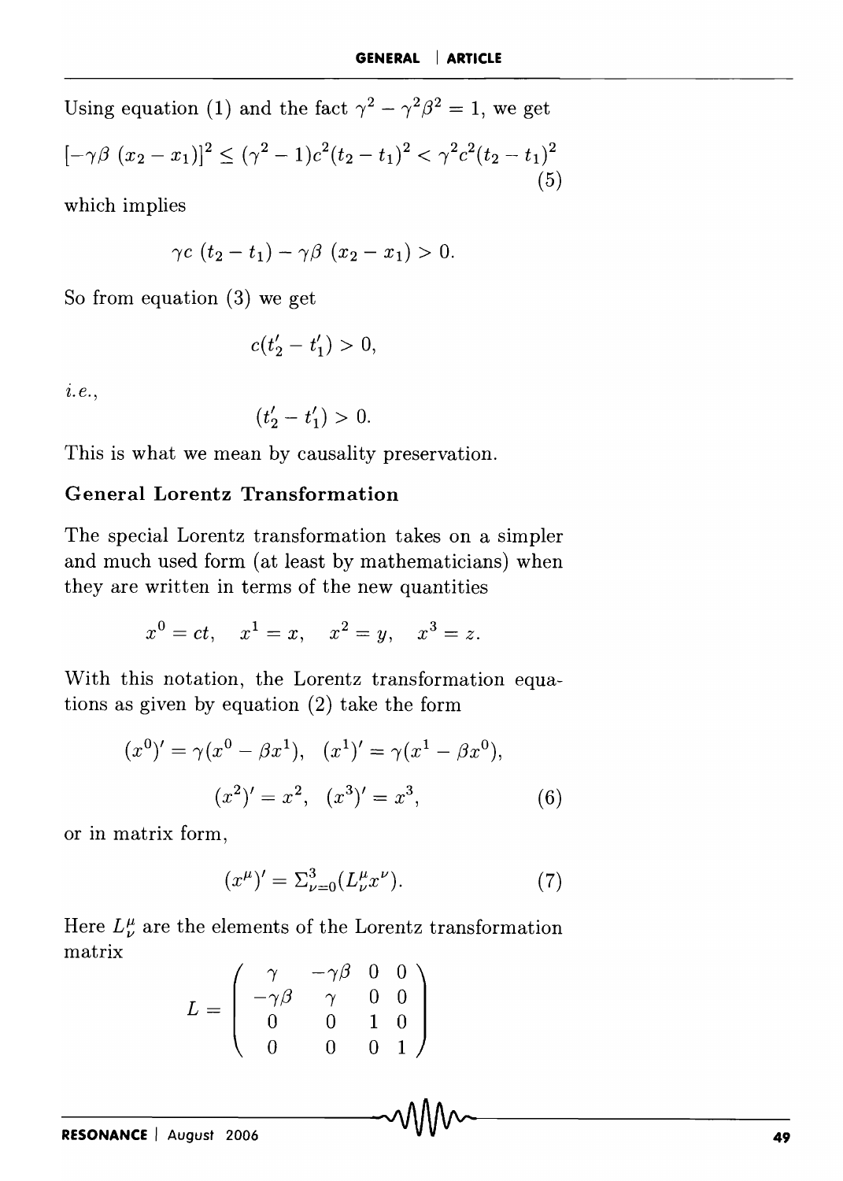Using equation (1) and the fact $\gamma^2 - \gamma^2\beta^2 = 1$, we get

$$[-\gamma\beta\ (x_2 - x_1)]^2 \leq (\gamma^2 - 1)c^2(t_2 - t_1)^2 < \gamma^2 c^2 (t_2 - t_1)^2 \tag{5}$$

which implies

$$\gamma c\ (t_2 - t_1) - \gamma\beta\ (x_2 - x_1) > 0.$$

So from equation (3) we get

$$c(t_2' - t_1') > 0,$$

*i.e.*,

$$(t_2' - t_1') > 0.$$

This is what we mean by causality preservation.

### General Lorentz Transformation

The special Lorentz transformation takes on a simpler and much used form (at least by mathematicians) when they are written in terms of the new quantities

$$x^0 = ct, \quad x^1 = x, \quad x^2 = y, \quad x^3 = z.$$

With this notation, the Lorentz transformation equations as given by equation (2) take the form

$$(x^0)' = \gamma(x^0 - \beta x^1), \quad (x^1)' = \gamma(x^1 - \beta x^0),$$
$$(x^2)' = x^2, \quad (x^3)' = x^3, \tag{6}$$

or in matrix form,

$$(x^\mu)' = \Sigma_{\nu=0}^3 (L_\nu^\mu x^\nu). \tag{7}$$

Here $L_\nu^\mu$ are the elements of the Lorentz transformation matrix

$$L = \begin{pmatrix} \gamma & -\gamma\beta & 0 & 0 \\ -\gamma\beta & \gamma & 0 & 0 \\ 0 & 0 & 1 & 0 \\ 0 & 0 & 0 & 1 \end{pmatrix}$$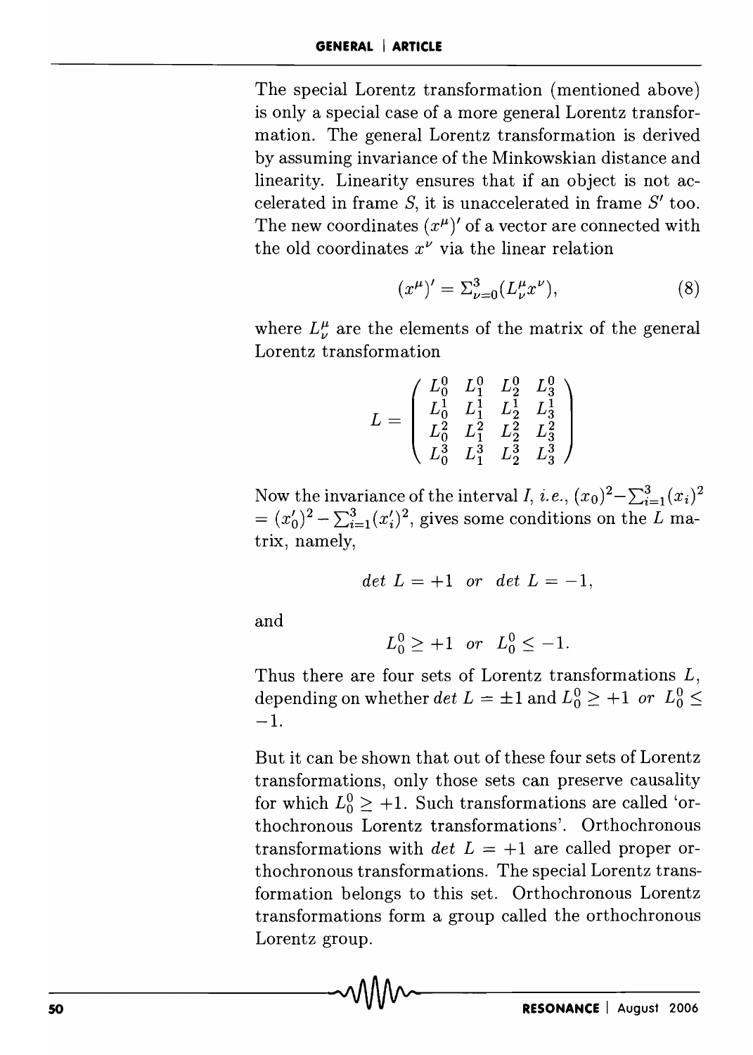The special Lorentz transformation (mentioned above) is only a special case of a more general Lorentz transformation. The general Lorentz transformation is derived by assuming invariance of the Minkowskian distance and linearity. Linearity ensures that if an object is not accelerated in frame $S$, it is unaccelerated in frame $S'$ too. The new coordinates $(x^\mu)'$ of a vector are connected with the old coordinates $x^\nu$ via the linear relation

$$(x^\mu)' = \Sigma_{\nu=0}^{3}(L_\nu^\mu x^\nu), \tag{8}$$

where $L_\nu^\mu$ are the elements of the matrix of the general Lorentz transformation

$$L = \begin{pmatrix} L_0^0 & L_1^0 & L_2^0 & L_3^0 \\ L_0^1 & L_1^1 & L_2^1 & L_3^1 \\ L_0^2 & L_1^2 & L_2^2 & L_3^2 \\ L_0^3 & L_1^3 & L_2^3 & L_3^3 \end{pmatrix}$$

Now the invariance of the interval $I$, *i.e.*, $(x_0)^2 - \sum_{i=1}^{3}(x_i)^2 = (x_0')^2 - \sum_{i=1}^{3}(x_i')^2$, gives some conditions on the $L$ matrix, namely,

$$det\ L = +1 \quad or \quad det\ L = -1,$$

and

$$L_0^0 \geq +1 \quad or \quad L_0^0 \leq -1.$$

Thus there are four sets of Lorentz transformations $L$, depending on whether $det\ L = \pm 1$ and $L_0^0 \geq +1$ *or* $L_0^0 \leq -1$.

But it can be shown that out of these four sets of Lorentz transformations, only those sets can preserve causality for which $L_0^0 \geq +1$. Such transformations are called 'orthochronous Lorentz transformations'. Orthochronous transformations with $det\ L = +1$ are called proper orthochronous transformations. The special Lorentz transformation belongs to this set. Orthochronous Lorentz transformations form a group called the orthochronous Lorentz group.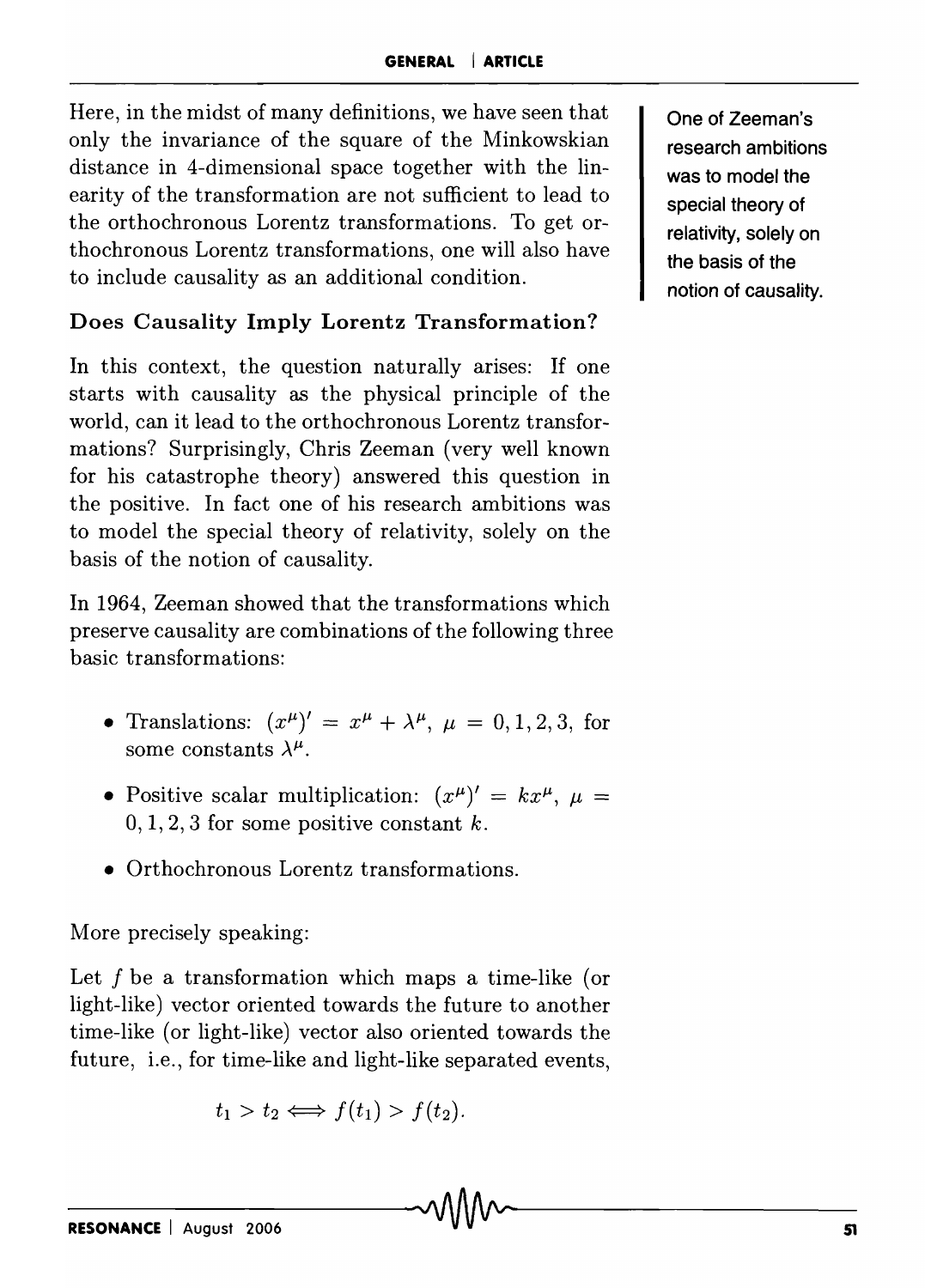Here, in the midst of many definitions, we have seen that only the invariance of the square of the Minkowskian distance in 4-dimensional space together with the linearity of the transformation are not sufficient to lead to the orthochronous Lorentz transformations. To get orthochronous Lorentz transformations, one will also have to include causality as an additional condition.

One of Zeeman's research ambitions was to model the special theory of relativity, solely on the basis of the notion of causality.

### Does Causality Imply Lorentz Transformation?

In this context, the question naturally arises: If one starts with causality as the physical principle of the world, can it lead to the orthochronous Lorentz transformations? Surprisingly, Chris Zeeman (very well known for his catastrophe theory) answered this question in the positive. In fact one of his research ambitions was to model the special theory of relativity, solely on the basis of the notion of causality.

In 1964, Zeeman showed that the transformations which preserve causality are combinations of the following three basic transformations:

- Translations: $(x^\mu)' = x^\mu + \lambda^\mu$, $\mu = 0, 1, 2, 3$, for some constants $\lambda^\mu$.
- Positive scalar multiplication: $(x^\mu)' = kx^\mu$, $\mu = 0, 1, 2, 3$ for some positive constant $k$.
- Orthochronous Lorentz transformations.

More precisely speaking:

Let $f$ be a transformation which maps a time-like (or light-like) vector oriented towards the future to another time-like (or light-like) vector also oriented towards the future, i.e., for time-like and light-like separated events,

$$t_1 > t_2 \iff f(t_1) > f(t_2).$$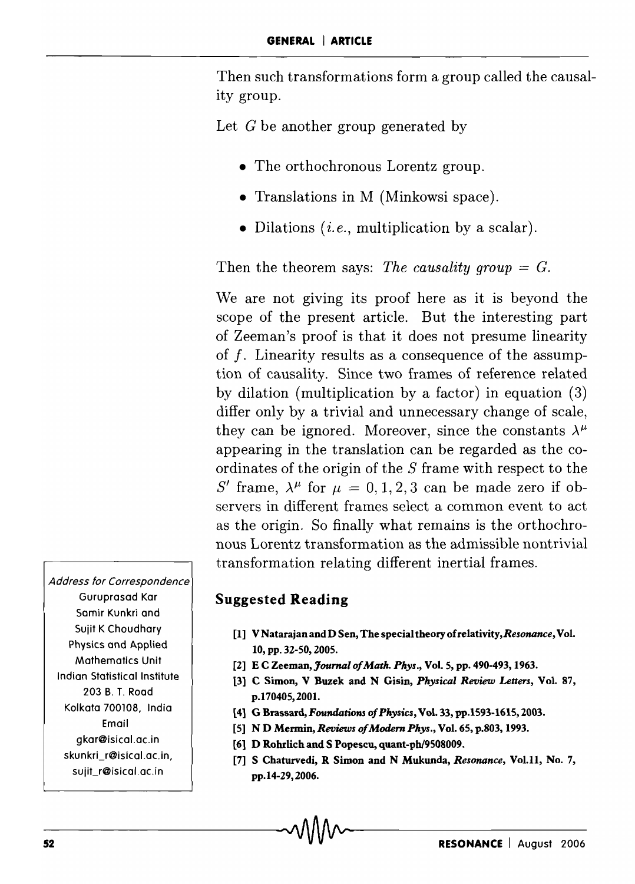Then such transformations form a group called the causality group.

Let $G$ be another group generated by

- The orthochronous Lorentz group.
- Translations in M (Minkowsi space).
- Dilations (*i.e.*, multiplication by a scalar).

Then the theorem says: *The causality group* = $G$.

We are not giving its proof here as it is beyond the scope of the present article. But the interesting part of Zeeman's proof is that it does not presume linearity of $f$. Linearity results as a consequence of the assumption of causality. Since two frames of reference related by dilation (multiplication by a factor) in equation (3) differ only by a trivial and unnecessary change of scale, they can be ignored. Moreover, since the constants $\lambda^{\mu}$ appearing in the translation can be regarded as the coordinates of the origin of the $S$ frame with respect to the $S'$ frame, $\lambda^{\mu}$ for $\mu = 0, 1, 2, 3$ can be made zero if observers in different frames select a common event to act as the origin. So finally what remains is the orthochronous Lorentz transformation as the admissible nontrivial transformation relating different inertial frames.

## Suggested Reading

[1] V Natarajan and D Sen, The special theory of relativity, *Resonance*, Vol. 10, pp. 32-50, 2005.

[2] E C Zeeman, *Journal of Math. Phys.*, Vol. 5, pp. 490-493, 1963.

[3] C Simon, V Buzek and N Gisin, *Physical Review Letters*, Vol. 87, p.170405, 2001.

[4] G Brassard, *Foundations of Physics*, Vol. 33, pp.1593-1615, 2003.

[5] N D Mermin, *Reviews of Modern Phys.*, Vol. 65, p.803, 1993.

[6] D Rohrlich and S Popescu, quant-ph/9508009.

[7] S Chaturvedi, R Simon and N Mukunda, *Resonance*, Vol.11, No. 7, pp.14-29, 2006.

*Address for Correspondence*
Guruprasad Kar
Samir Kunkri and
Sujit K Choudhary
Physics and Applied
Mathematics Unit
Indian Statistical Institute
203 B. T. Road
Kolkata 700108, India
Email
gkar@isical.ac.in
skunkri_r@isical.ac.in,
sujit_r@isical.ac.in